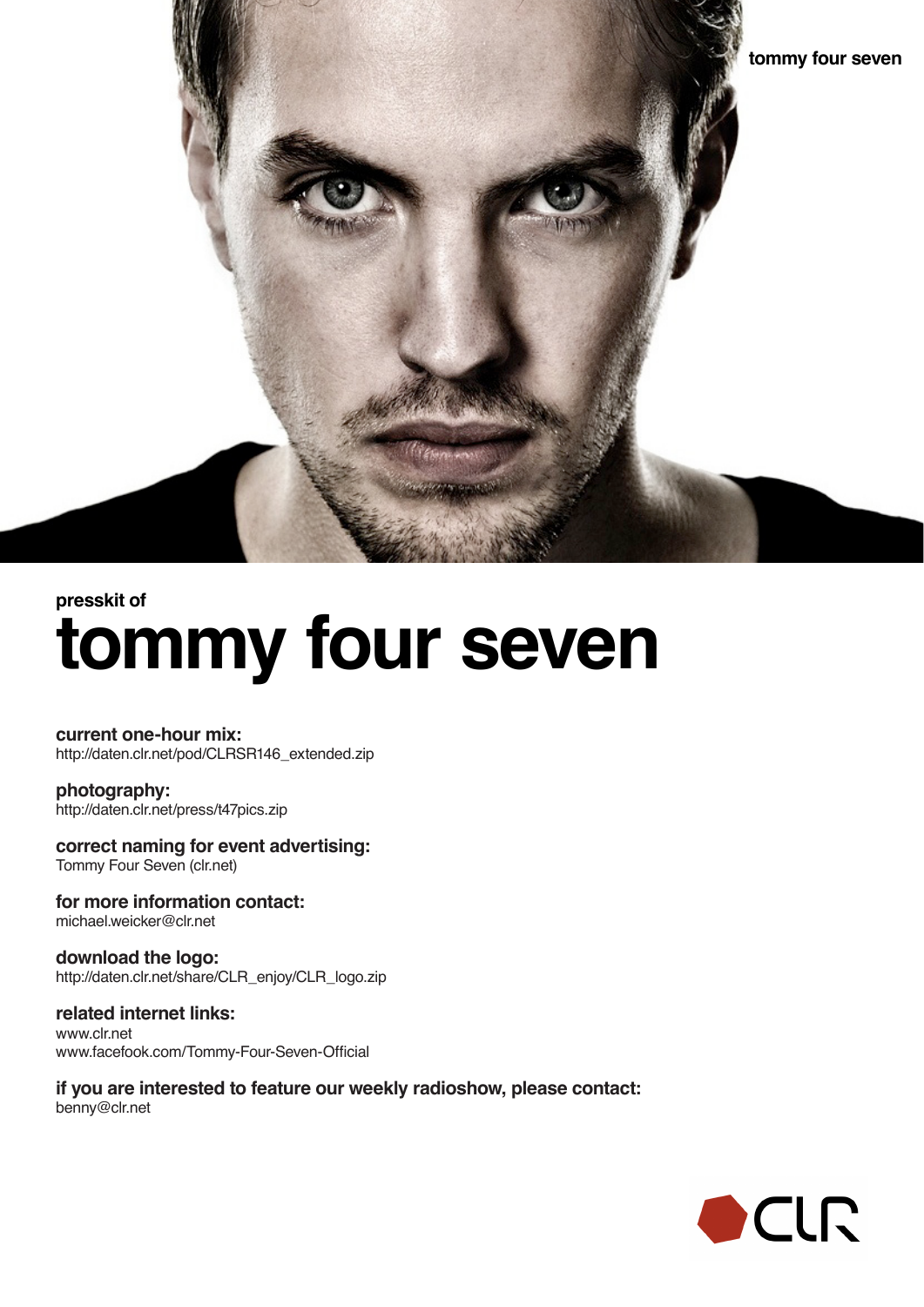tommy four seven

presskit of

# tommy four seven

**current one-hour mix:**
http://daten.clr.net/pod/CLRSR146_extended.zip

**photography:**
http://daten.clr.net/press/t47pics.zip

**correct naming for event advertising:**
Tommy Four Seven (clr.net)

**for more information contact:**
michael.weicker@clr.net

**download the logo:**
http://daten.clr.net/share/CLR_enjoy/CLR_logo.zip

**related internet links:**
www.clr.net
www.facefook.com/Tommy-Four-Seven-Official

**if you are interested to feature our weekly radioshow, please contact:**
benny@clr.net

CLR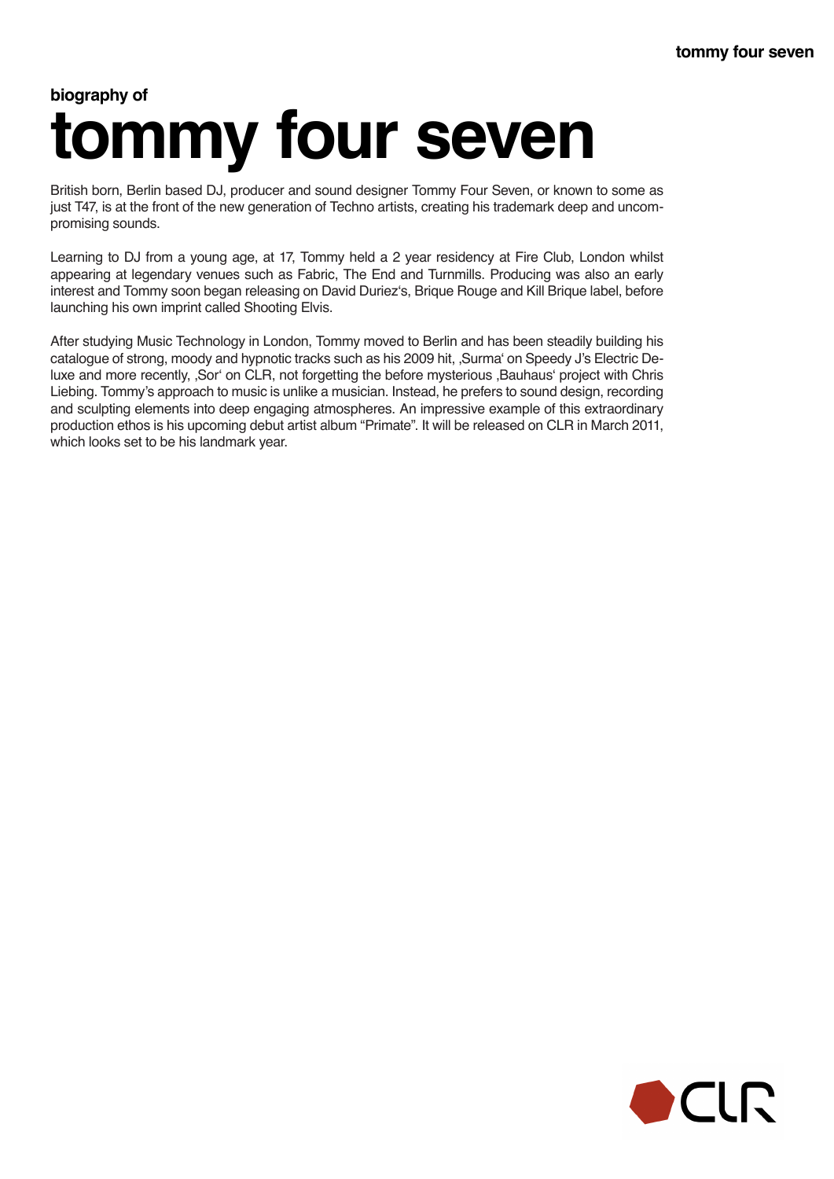biography of

# tommy four seven

British born, Berlin based DJ, producer and sound designer Tommy Four Seven, or known to some as just T47, is at the front of the new generation of Techno artists, creating his trademark deep and uncompromising sounds.

Learning to DJ from a young age, at 17, Tommy held a 2 year residency at Fire Club, London whilst appearing at legendary venues such as Fabric, The End and Turnmills. Producing was also an early interest and Tommy soon began releasing on David Duriez's, Brique Rouge and Kill Brique label, before launching his own imprint called Shooting Elvis.

After studying Music Technology in London, Tommy moved to Berlin and has been steadily building his catalogue of strong, moody and hypnotic tracks such as his 2009 hit, ‚Surma' on Speedy J's Electric Deluxe and more recently, ‚Sor' on CLR, not forgetting the before mysterious ‚Bauhaus' project with Chris Liebing. Tommy's approach to music is unlike a musician. Instead, he prefers to sound design, recording and sculpting elements into deep engaging atmospheres. An impressive example of this extraordinary production ethos is his upcoming debut artist album "Primate". It will be released on CLR in March 2011, which looks set to be his landmark year.